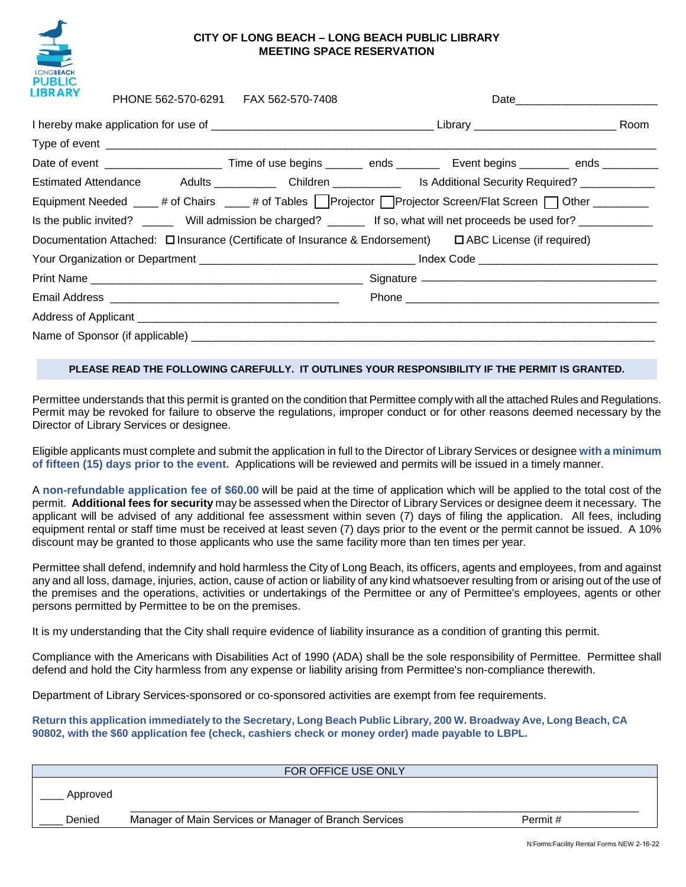# CITY OF LONG BEACH – LONG BEACH PUBLIC LIBRARY
## MEETING SPACE RESERVATION

PHONE 562-570-6291     FAX 562-570-7408     Date_______________________

I hereby make application for use of ___________________________________ Library _______________________ Room

Type of event ______________________________________________________________________________________

Date of event ___________________ Time of use begins ______ ends _______ Event begins ________ ends _________

Estimated Attendance     Adults __________ Children ___________ Is Additional Security Required? ____________

Equipment Needed ____ # of Chairs ____ # of Tables ☐ Projector ☐ Projector Screen/Flat Screen ☐ Other _________

Is the public invited? _____ Will admission be charged? ______ If so, what will net proceeds be used for? ____________

Documentation Attached: ☐ Insurance (Certificate of Insurance & Endorsement)  ☐ ABC License (if required)

Your Organization or Department __________________________________ Index Code _____________________________

Print Name ____________________________________________ Signature ______________________________________

Email Address _____________________________________ Phone ___________________________________________

Address of Applicant _________________________________________________________________________________

Name of Sponsor (if applicable) ________________________________________________________________________

**PLEASE READ THE FOLLOWING CAREFULLY. IT OUTLINES YOUR RESPONSIBILITY IF THE PERMIT IS GRANTED.**

Permittee understands that this permit is granted on the condition that Permittee comply with all the attached Rules and Regulations. Permit may be revoked for failure to observe the regulations, improper conduct or for other reasons deemed necessary by the Director of Library Services or designee.

Eligible applicants must complete and submit the application in full to the Director of Library Services or designee **with a minimum of fifteen (15) days prior to the event.** Applications will be reviewed and permits will be issued in a timely manner.

A **non-refundable application fee of $60.00** will be paid at the time of application which will be applied to the total cost of the permit. **Additional fees for security** may be assessed when the Director of Library Services or designee deem it necessary. The applicant will be advised of any additional fee assessment within seven (7) days of filing the application. All fees, including equipment rental or staff time must be received at least seven (7) days prior to the event or the permit cannot be issued. A 10% discount may be granted to those applicants who use the same facility more than ten times per year.

Permittee shall defend, indemnify and hold harmless the City of Long Beach, its officers, agents and employees, from and against any and all loss, damage, injuries, action, cause of action or liability of any kind whatsoever resulting from or arising out of the use of the premises and the operations, activities or undertakings of the Permittee or any of Permittee's employees, agents or other persons permitted by Permittee to be on the premises.

It is my understanding that the City shall require evidence of liability insurance as a condition of granting this permit.

Compliance with the Americans with Disabilities Act of 1990 (ADA) shall be the sole responsibility of Permittee. Permittee shall defend and hold the City harmless from any expense or liability arising from Permittee's non-compliance therewith.

Department of Library Services-sponsored or co-sponsored activities are exempt from fee requirements.

**Return this application immediately to the Secretary, Long Beach Public Library, 200 W. Broadway Ave, Long Beach, CA 90802, with the $60 application fee (check, cashiers check or money order) made payable to LBPL.**

| FOR OFFICE USE ONLY | | |
|---|---|---|
| ____ Approved | | |
| ____ Denied | Manager of Main Services or Manager of Branch Services | Permit # |

N:Forms:Facility Rental Forms NEW 2-16-22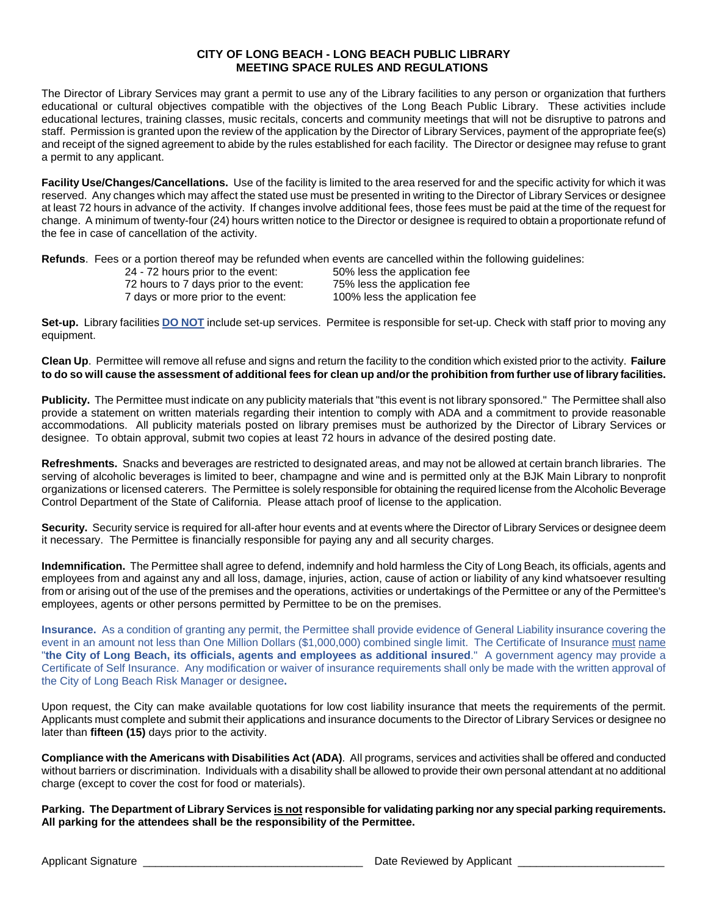# CITY OF LONG BEACH - LONG BEACH PUBLIC LIBRARY
## MEETING SPACE RULES AND REGULATIONS

The Director of Library Services may grant a permit to use any of the Library facilities to any person or organization that furthers educational or cultural objectives compatible with the objectives of the Long Beach Public Library. These activities include educational lectures, training classes, music recitals, concerts and community meetings that will not be disruptive to patrons and staff. Permission is granted upon the review of the application by the Director of Library Services, payment of the appropriate fee(s) and receipt of the signed agreement to abide by the rules established for each facility. The Director or designee may refuse to grant a permit to any applicant.

**Facility Use/Changes/Cancellations.** Use of the facility is limited to the area reserved for and the specific activity for which it was reserved. Any changes which may affect the stated use must be presented in writing to the Director of Library Services or designee at least 72 hours in advance of the activity. If changes involve additional fees, those fees must be paid at the time of the request for change. A minimum of twenty-four (24) hours written notice to the Director or designee is required to obtain a proportionate refund of the fee in case of cancellation of the activity.

**Refunds**. Fees or a portion thereof may be refunded when events are cancelled within the following guidelines:

| | |
|---|---|
| 24 - 72 hours prior to the event: | 50% less the application fee |
| 72 hours to 7 days prior to the event: | 75% less the application fee |
| 7 days or more prior to the event: | 100% less the application fee |

**Set-up.** Library facilities **DO NOT** include set-up services. Permitee is responsible for set-up. Check with staff prior to moving any equipment.

**Clean Up**. Permittee will remove all refuse and signs and return the facility to the condition which existed prior to the activity. **Failure to do so will cause the assessment of additional fees for clean up and/or the prohibition from further use of library facilities.**

**Publicity.** The Permittee must indicate on any publicity materials that "this event is not library sponsored." The Permittee shall also provide a statement on written materials regarding their intention to comply with ADA and a commitment to provide reasonable accommodations. All publicity materials posted on library premises must be authorized by the Director of Library Services or designee. To obtain approval, submit two copies at least 72 hours in advance of the desired posting date.

**Refreshments.** Snacks and beverages are restricted to designated areas, and may not be allowed at certain branch libraries. The serving of alcoholic beverages is limited to beer, champagne and wine and is permitted only at the BJK Main Library to nonprofit organizations or licensed caterers. The Permittee is solely responsible for obtaining the required license from the Alcoholic Beverage Control Department of the State of California. Please attach proof of license to the application.

**Security.** Security service is required for all-after hour events and at events where the Director of Library Services or designee deem it necessary. The Permittee is financially responsible for paying any and all security charges.

**Indemnification.** The Permittee shall agree to defend, indemnify and hold harmless the City of Long Beach, its officials, agents and employees from and against any and all loss, damage, injuries, action, cause of action or liability of any kind whatsoever resulting from or arising out of the use of the premises and the operations, activities or undertakings of the Permittee or any of the Permittee's employees, agents or other persons permitted by Permittee to be on the premises.

**Insurance.** As a condition of granting any permit, the Permittee shall provide evidence of General Liability insurance covering the event in an amount not less than One Million Dollars ($1,000,000) combined single limit. The Certificate of Insurance must name "**the City of Long Beach, its officials, agents and employees as additional insured**." A government agency may provide a Certificate of Self Insurance. Any modification or waiver of insurance requirements shall only be made with the written approval of the City of Long Beach Risk Manager or designee**.**

Upon request, the City can make available quotations for low cost liability insurance that meets the requirements of the permit. Applicants must complete and submit their applications and insurance documents to the Director of Library Services or designee no later than **fifteen (15)** days prior to the activity.

**Compliance with the Americans with Disabilities Act (ADA)**. All programs, services and activities shall be offered and conducted without barriers or discrimination. Individuals with a disability shall be allowed to provide their own personal attendant at no additional charge (except to cover the cost for food or materials).

**Parking. The Department of Library Services is not responsible for validating parking nor any special parking requirements. All parking for the attendees shall be the responsibility of the Permittee.**

Applicant Signature ___________________________________ Date Reviewed by Applicant ________________________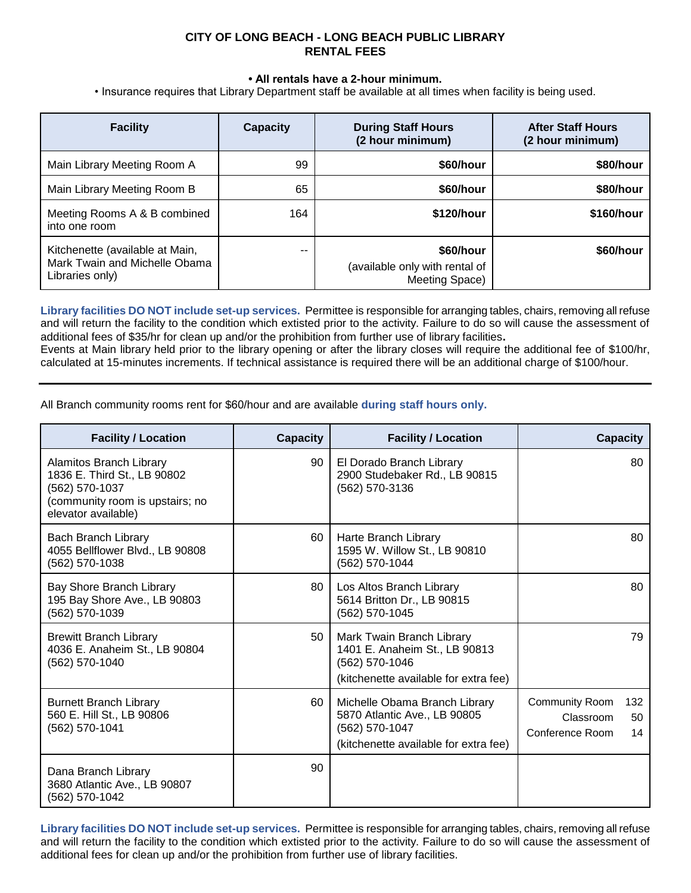# CITY OF LONG BEACH - LONG BEACH PUBLIC LIBRARY
# RENTAL FEES

**• All rentals have a 2-hour minimum.**

• Insurance requires that Library Department staff be available at all times when facility is being used.

| Facility | Capacity | During Staff Hours (2 hour minimum) | After Staff Hours (2 hour minimum) |
|---|---|---|---|
| Main Library Meeting Room A | 99 | **$60/hour** | **$80/hour** |
| Main Library Meeting Room B | 65 | **$60/hour** | **$80/hour** |
| Meeting Rooms A & B combined into one room | 164 | **$120/hour** | **$160/hour** |
| Kitchenette (available at Main, Mark Twain and Michelle Obama Libraries only) | -- | **$60/hour** (available only with rental of Meeting Space) | **$60/hour** |

**Library facilities DO NOT include set-up services.** Permittee is responsible for arranging tables, chairs, removing all refuse and will return the facility to the condition which extisted prior to the activity. Failure to do so will cause the assessment of additional fees of $35/hr for clean up and/or the prohibition from further use of library facilities**.**

Events at Main library held prior to the library opening or after the library closes will require the additional fee of $100/hr, calculated at 15-minutes increments. If technical assistance is required there will be an additional charge of $100/hour.

---

All Branch community rooms rent for $60/hour and are available **during staff hours only.**

| Facility / Location | Capacity | Facility / Location | Capacity |
|---|---|---|---|
| Alamitos Branch Library<br>1836 E. Third St., LB 90802<br>(562) 570-1037<br>(community room is upstairs; no elevator available) | 90 | El Dorado Branch Library<br>2900 Studebaker Rd., LB 90815<br>(562) 570-3136 | 80 |
| Bach Branch Library<br>4055 Bellflower Blvd., LB 90808<br>(562) 570-1038 | 60 | Harte Branch Library<br>1595 W. Willow St., LB 90810<br>(562) 570-1044 | 80 |
| Bay Shore Branch Library<br>195 Bay Shore Ave., LB 90803<br>(562) 570-1039 | 80 | Los Altos Branch Library<br>5614 Britton Dr., LB 90815<br>(562) 570-1045 | 80 |
| Brewitt Branch Library<br>4036 E. Anaheim St., LB 90804<br>(562) 570-1040 | 50 | Mark Twain Branch Library<br>1401 E. Anaheim St., LB 90813<br>(562) 570-1046<br>(kitchenette available for extra fee) | 79 |
| Burnett Branch Library<br>560 E. Hill St., LB 90806<br>(562) 570-1041 | 60 | Michelle Obama Branch Library<br>5870 Atlantic Ave., LB 90805<br>(562) 570-1047<br>(kitchenette available for extra fee) | Community Room 132<br>Classroom 50<br>Conference Room 14 |
| Dana Branch Library<br>3680 Atlantic Ave., LB 90807<br>(562) 570-1042 | 90 | | |

**Library facilities DO NOT include set-up services.** Permittee is responsible for arranging tables, chairs, removing all refuse and will return the facility to the condition which extisted prior to the activity. Failure to do so will cause the assessment of additional fees for clean up and/or the prohibition from further use of library facilities.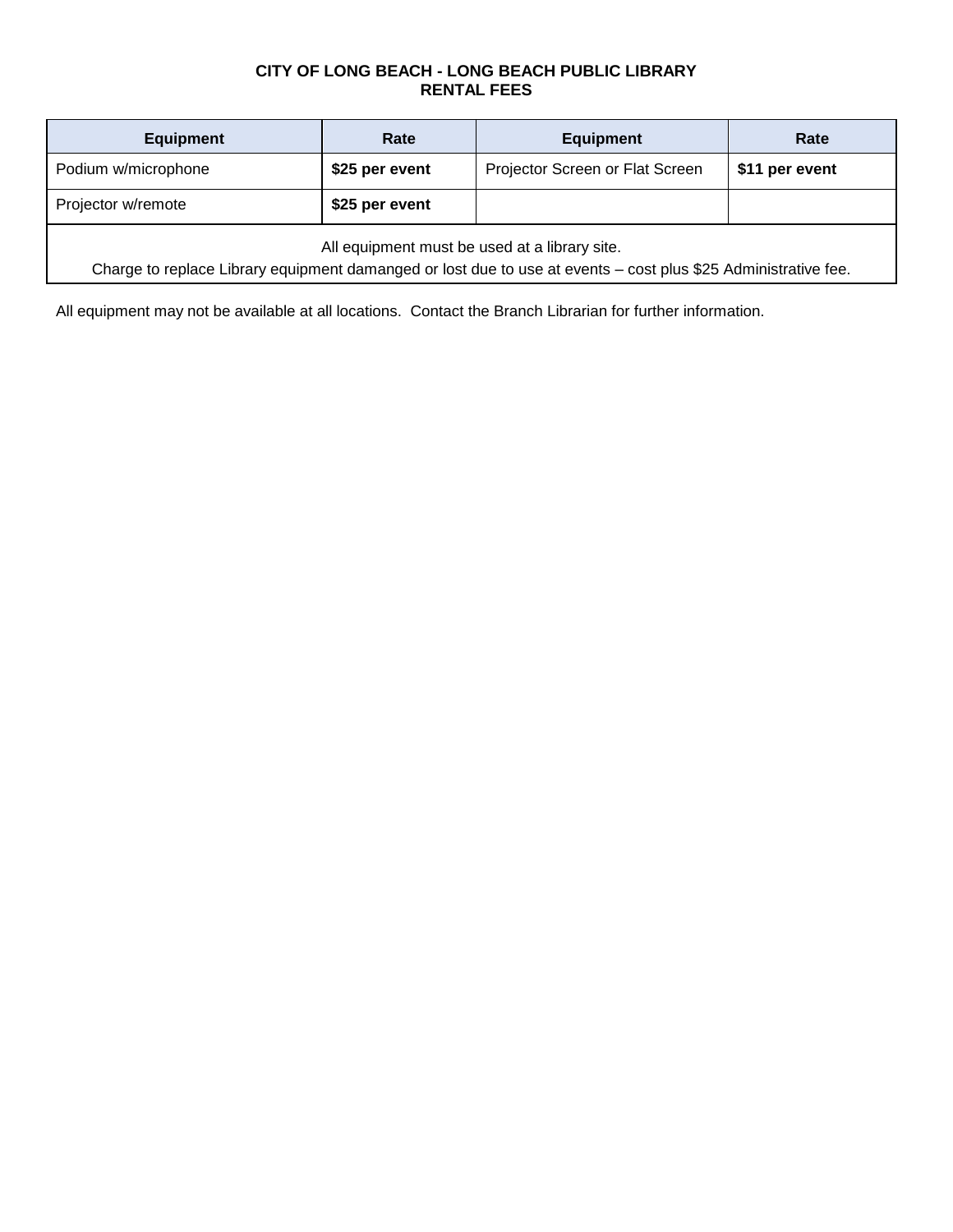**CITY OF LONG BEACH - LONG BEACH PUBLIC LIBRARY**
**RENTAL FEES**

| Equipment | Rate | Equipment | Rate |
|---|---|---|---|
| Podium w/microphone | **$25 per event** | Projector Screen or Flat Screen | **$11 per event** |
| Projector w/remote | **$25 per event** | | |

All equipment must be used at a library site.
Charge to replace Library equipment damanged or lost due to use at events – cost plus $25 Administrative fee.

All equipment may not be available at all locations. Contact the Branch Librarian for further information.